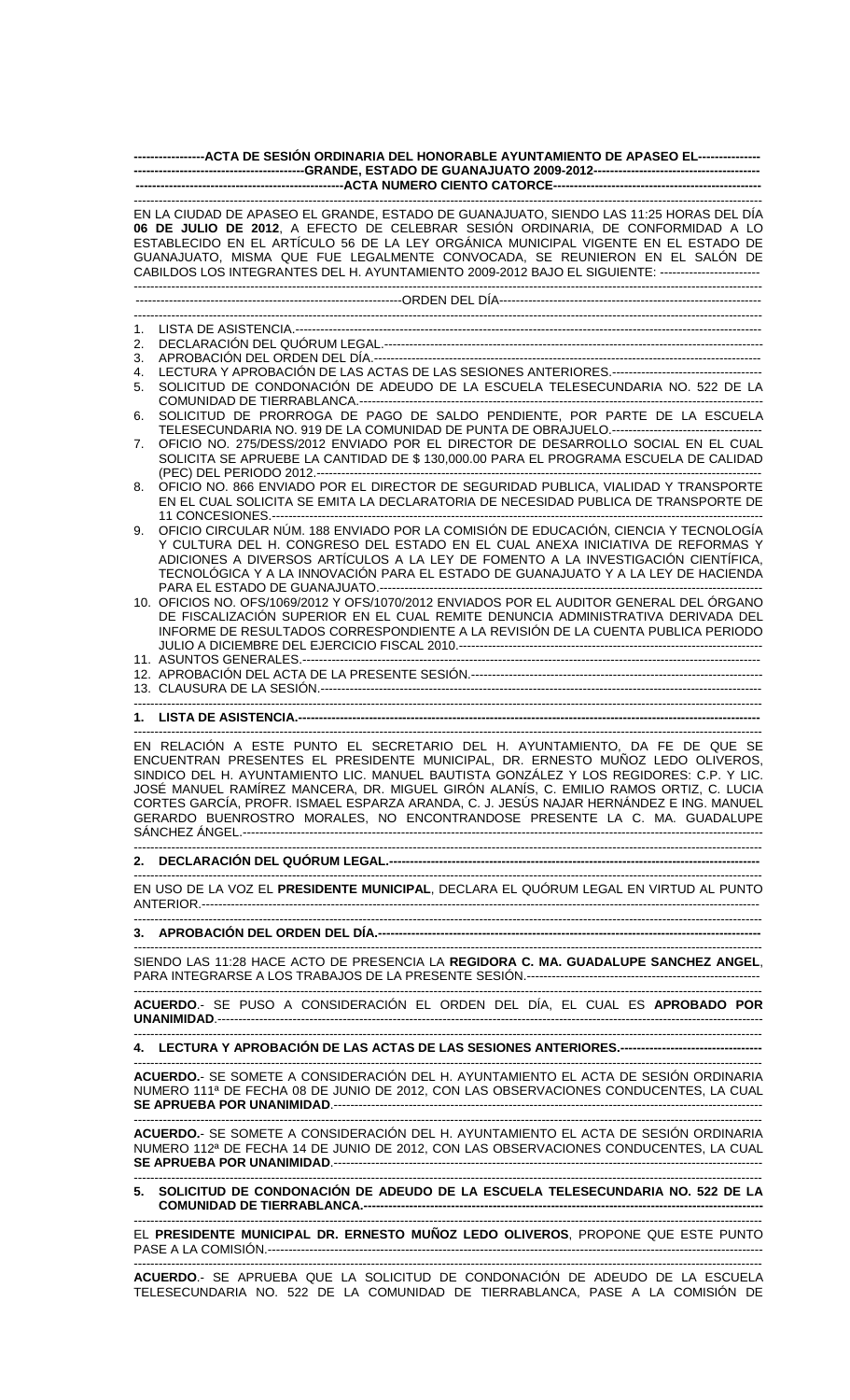**ACTA DE SESIÓN ORDINARIA DEL HONORABLE AYUNTAMIENTO DE APASEO EL GRANDE, ESTADO DE GUANAJUATO 2009-2012**

**ACTA NUMERO CIENTO CATORCE**

EN LA CIUDAD DE APASEO EL GRANDE, ESTADO DE GUANAJUATO, SIENDO LAS 11:25 HORAS DEL DÍA **06 DE JULIO DE 2012**, A EFECTO DE CELEBRAR SESIÓN ORDINARIA, DE CONFORMIDAD A LO ESTABLECIDO EN EL ARTÍCULO 56 DE LA LEY ORGÁNICA MUNICIPAL VIGENTE EN EL ESTADO DE GUANAJUATO, MISMA QUE FUE LEGALMENTE CONVOCADA, SE REUNIERON EN EL SALÓN DE CABILDOS LOS INTEGRANTES DEL H. AYUNTAMIENTO 2009-2012 BAJO EL SIGUIENTE:

ORDEN DEL DÍA

1. LISTA DE ASISTENCIA.
2. DECLARACIÓN DEL QUÓRUM LEGAL.
3. APROBACIÓN DEL ORDEN DEL DÍA.
4. LECTURA Y APROBACIÓN DE LAS ACTAS DE LAS SESIONES ANTERIORES.
5. SOLICITUD DE CONDONACIÓN DE ADEUDO DE LA ESCUELA TELESECUNDARIA NO. 522 DE LA COMUNIDAD DE TIERRABLANCA.
6. SOLICITUD DE PRORROGA DE PAGO DE SALDO PENDIENTE, POR PARTE DE LA ESCUELA TELESECUNDARIA NO. 919 DE LA COMUNIDAD DE PUNTA DE OBRAJUELO.
7. OFICIO NO. 275/DESS/2012 ENVIADO POR EL DIRECTOR DE DESARROLLO SOCIAL EN EL CUAL SOLICITA SE APRUEBE LA CANTIDAD DE $ 130,000.00 PARA EL PROGRAMA ESCUELA DE CALIDAD (PEC) DEL PERIODO 2012.
8. OFICIO NO. 866 ENVIADO POR EL DIRECTOR DE SEGURIDAD PUBLICA, VIALIDAD Y TRANSPORTE EN EL CUAL SOLICITA SE EMITA LA DECLARATORIA DE NECESIDAD PUBLICA DE TRANSPORTE DE 11 CONCESIONES.
9. OFICIO CIRCULAR NÚM. 188 ENVIADO POR LA COMISIÓN DE EDUCACIÓN, CIENCIA Y TECNOLOGÍA Y CULTURA DEL H. CONGRESO DEL ESTADO EN EL CUAL ANEXA INICIATIVA DE REFORMAS Y ADICIONES A DIVERSOS ARTÍCULOS A LA LEY DE FOMENTO A LA INVESTIGACIÓN CIENTÍFICA, TECNOLÓGICA Y A LA INNOVACIÓN PARA EL ESTADO DE GUANAJUATO Y A LA LEY DE HACIENDA PARA EL ESTADO DE GUANAJUATO.
10. OFICIOS NO. OFS/1069/2012 Y OFS/1070/2012 ENVIADOS POR EL AUDITOR GENERAL DEL ÓRGANO DE FISCALIZACIÓN SUPERIOR EN EL CUAL REMITE DENUNCIA ADMINISTRATIVA DERIVADA DEL INFORME DE RESULTADOS CORRESPONDIENTE A LA REVISIÓN DE LA CUENTA PUBLICA PERIODO JULIO A DICIEMBRE DEL EJERCICIO FISCAL 2010.
11. ASUNTOS GENERALES.
12. APROBACIÓN DEL ACTA DE LA PRESENTE SESIÓN.
13. CLAUSURA DE LA SESIÓN.

**1. LISTA DE ASISTENCIA.**

EN RELACIÓN A ESTE PUNTO EL SECRETARIO DEL H. AYUNTAMIENTO, DA FE DE QUE SE ENCUENTRAN PRESENTES EL PRESIDENTE MUNICIPAL, DR. ERNESTO MUÑOZ LEDO OLIVEROS, SINDICO DEL H. AYUNTAMIENTO LIC. MANUEL BAUTISTA GONZÁLEZ Y LOS REGIDORES: C.P. Y LIC. JOSÉ MANUEL RAMÍREZ MANCERA, DR. MIGUEL GIRÓN ALANÍS, C. EMILIO RAMOS ORTIZ, C. LUCIA CORTES GARCÍA, PROFR. ISMAEL ESPARZA ARANDA, C. J. JESÚS NAJAR HERNÁNDEZ E ING. MANUEL GERARDO BUENROSTRO MORALES, NO ENCONTRANDOSE PRESENTE LA C. MA. GUADALUPE SÁNCHEZ ÁNGEL.

**2. DECLARACIÓN DEL QUÓRUM LEGAL.**

EN USO DE LA VOZ EL **PRESIDENTE MUNICIPAL**, DECLARA EL QUÓRUM LEGAL EN VIRTUD AL PUNTO ANTERIOR.

**3. APROBACIÓN DEL ORDEN DEL DÍA.**

SIENDO LAS 11:28 HACE ACTO DE PRESENCIA LA **REGIDORA C. MA. GUADALUPE SANCHEZ ANGEL**, PARA INTEGRARSE A LOS TRABAJOS DE LA PRESENTE SESIÓN.

**ACUERDO**.- SE PUSO A CONSIDERACIÓN EL ORDEN DEL DÍA, EL CUAL ES **APROBADO POR UNANIMIDAD**.

**4. LECTURA Y APROBACIÓN DE LAS ACTAS DE LAS SESIONES ANTERIORES.**

**ACUERDO.**- SE SOMETE A CONSIDERACIÓN DEL H. AYUNTAMIENTO EL ACTA DE SESIÓN ORDINARIA NUMERO 111ª DE FECHA 08 DE JUNIO DE 2012, CON LAS OBSERVACIONES CONDUCENTES, LA CUAL **SE APRUEBA POR UNANIMIDAD**.

**ACUERDO.**- SE SOMETE A CONSIDERACIÓN DEL H. AYUNTAMIENTO EL ACTA DE SESIÓN ORDINARIA NUMERO 112ª DE FECHA 14 DE JUNIO DE 2012, CON LAS OBSERVACIONES CONDUCENTES, LA CUAL **SE APRUEBA POR UNANIMIDAD**.

**5. SOLICITUD DE CONDONACIÓN DE ADEUDO DE LA ESCUELA TELESECUNDARIA NO. 522 DE LA COMUNIDAD DE TIERRABLANCA.**

EL **PRESIDENTE MUNICIPAL DR. ERNESTO MUÑOZ LEDO OLIVEROS**, PROPONE QUE ESTE PUNTO PASE A LA COMISIÓN.

**ACUERDO**.- SE APRUEBA QUE LA SOLICITUD DE CONDONACIÓN DE ADEUDO DE LA ESCUELA TELESECUNDARIA NO. 522 DE LA COMUNIDAD DE TIERRABLANCA, PASE A LA COMISIÓN DE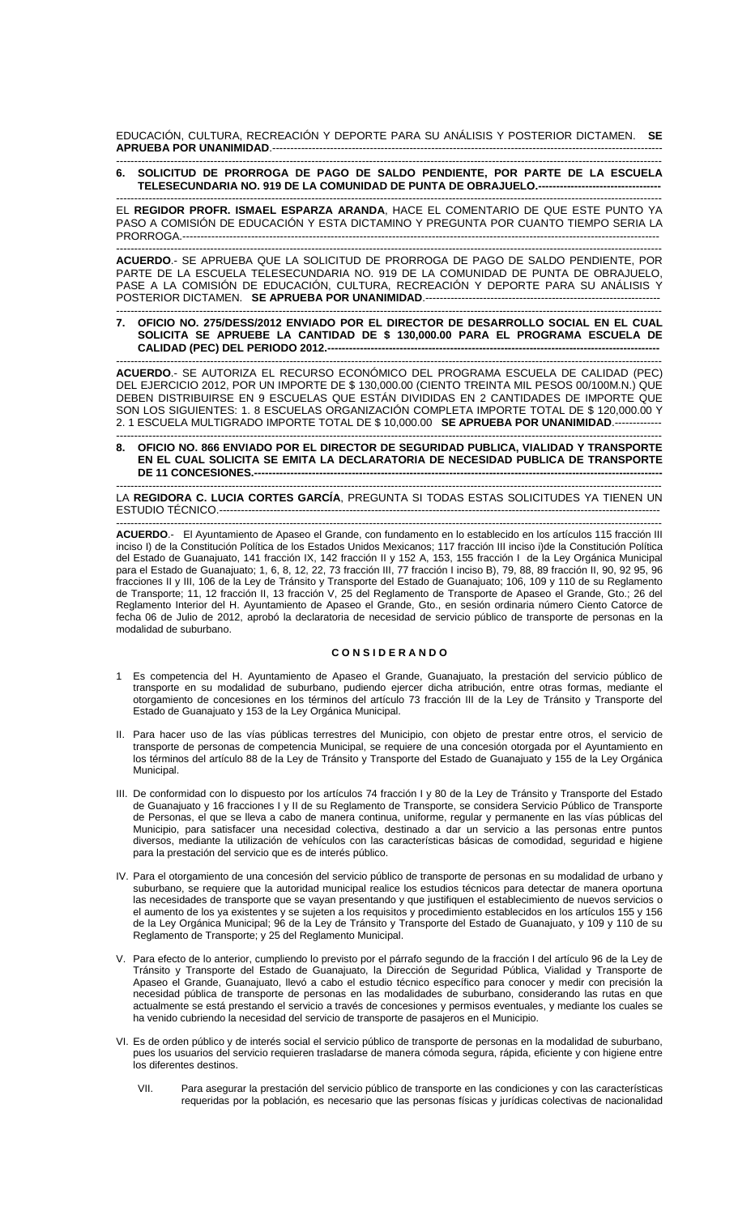EDUCACIÓN, CULTURA, RECREACIÓN Y DEPORTE PARA SU ANÁLISIS Y POSTERIOR DICTAMEN. **SE APRUEBA POR UNANIMIDAD**.------------------------------------------------------------------------------------------------------------

**6. SOLICITUD DE PRORROGA DE PAGO DE SALDO PENDIENTE, POR PARTE DE LA ESCUELA TELESECUNDARIA NO. 919 DE LA COMUNIDAD DE PUNTA DE OBRAJUELO.----------------------------------**

EL **REGIDOR PROFR. ISMAEL ESPARZA ARANDA**, HACE EL COMENTARIO DE QUE ESTE PUNTO YA PASO A COMISIÓN DE EDUCACIÓN Y ESTA DICTAMINO Y PREGUNTA POR CUANTO TIEMPO SERIA LA PRORROGA.-----------------------------------------------------------------------------------------------------------------------------------

**ACUERDO**.- SE APRUEBA QUE LA SOLICITUD DE PRORROGA DE PAGO DE SALDO PENDIENTE, POR PARTE DE LA ESCUELA TELESECUNDARIA NO. 919 DE LA COMUNIDAD DE PUNTA DE OBRAJUELO, PASE A LA COMISIÓN DE EDUCACIÓN, CULTURA, RECREACIÓN Y DEPORTE PARA SU ANÁLISIS Y POSTERIOR DICTAMEN. **SE APRUEBA POR UNANIMIDAD**.-------------------------------------------------------------

**7. OFICIO NO. 275/DESS/2012 ENVIADO POR EL DIRECTOR DE DESARROLLO SOCIAL EN EL CUAL SOLICITA SE APRUEBE LA CANTIDAD DE $ 130,000.00 PARA EL PROGRAMA ESCUELA DE CALIDAD (PEC) DEL PERIODO 2012.-----------------------------------------------------------------------------------------------**

**ACUERDO**.- SE AUTORIZA EL RECURSO ECONÓMICO DEL PROGRAMA ESCUELA DE CALIDAD (PEC) DEL EJERCICIO 2012, POR UN IMPORTE DE $ 130,000.00 (CIENTO TREINTA MIL PESOS 00/100M.N.) QUE DEBEN DISTRIBUIRSE EN 9 ESCUELAS QUE ESTÁN DIVIDIDAS EN 2 CANTIDADES DE IMPORTE QUE SON LOS SIGUIENTES: 1. 8 ESCUELAS ORGANIZACIÓN COMPLETA IMPORTE TOTAL DE $ 120,000.00 Y 2. 1 ESCUELA MULTIGRADO IMPORTE TOTAL DE $ 10,000.00 **SE APRUEBA POR UNANIMIDAD**.-------------

**8. OFICIO NO. 866 ENVIADO POR EL DIRECTOR DE SEGURIDAD PUBLICA, VIALIDAD Y TRANSPORTE EN EL CUAL SOLICITA SE EMITA LA DECLARATORIA DE NECESIDAD PUBLICA DE TRANSPORTE DE 11 CONCESIONES.-------------------------------------------------------------------------------------------------------------**

LA **REGIDORA C. LUCIA CORTES GARCÍA**, PREGUNTA SI TODAS ESTAS SOLICITUDES YA TIENEN UN ESTUDIO TÉCNICO.---------------------------------------------------------------------------------------------------------------------------

**ACUERDO**.- El Ayuntamiento de Apaseo el Grande, con fundamento en lo establecido en los artículos 115 fracción III inciso I) de la Constitución Política de los Estados Unidos Mexicanos; 117 fracción III inciso i)de la Constitución Política del Estado de Guanajuato, 141 fracción IX, 142 fracción II y 152 A, 153, 155 fracción I de la Ley Orgánica Municipal para el Estado de Guanajuato; 1, 6, 8, 12, 22, 73 fracción III, 77 fracción I inciso B), 79, 88, 89 fracción II, 90, 92 95, 96 fracciones II y III, 106 de la Ley de Tránsito y Transporte del Estado de Guanajuato; 106, 109 y 110 de su Reglamento de Transporte; 11, 12 fracción II, 13 fracción V, 25 del Reglamento de Transporte de Apaseo el Grande, Gto.; 26 del Reglamento Interior del H. Ayuntamiento de Apaseo el Grande, Gto., en sesión ordinaria número Ciento Catorce de fecha 06 de Julio de 2012, aprobó la declaratoria de necesidad de servicio público de transporte de personas en la modalidad de suburbano.

**C O N S I D E R A N D O**

1 Es competencia del H. Ayuntamiento de Apaseo el Grande, Guanajuato, la prestación del servicio público de transporte en su modalidad de suburbano, pudiendo ejercer dicha atribución, entre otras formas, mediante el otorgamiento de concesiones en los términos del artículo 73 fracción III de la Ley de Tránsito y Transporte del Estado de Guanajuato y 153 de la Ley Orgánica Municipal.

II. Para hacer uso de las vías públicas terrestres del Municipio, con objeto de prestar entre otros, el servicio de transporte de personas de competencia Municipal, se requiere de una concesión otorgada por el Ayuntamiento en los términos del artículo 88 de la Ley de Tránsito y Transporte del Estado de Guanajuato y 155 de la Ley Orgánica Municipal.

III. De conformidad con lo dispuesto por los artículos 74 fracción I y 80 de la Ley de Tránsito y Transporte del Estado de Guanajuato y 16 fracciones I y II de su Reglamento de Transporte, se considera Servicio Público de Transporte de Personas, el que se lleva a cabo de manera continua, uniforme, regular y permanente en las vías públicas del Municipio, para satisfacer una necesidad colectiva, destinado a dar un servicio a las personas entre puntos diversos, mediante la utilización de vehículos con las características básicas de comodidad, seguridad e higiene para la prestación del servicio que es de interés público.

IV. Para el otorgamiento de una concesión del servicio público de transporte de personas en su modalidad de urbano y suburbano, se requiere que la autoridad municipal realice los estudios técnicos para detectar de manera oportuna las necesidades de transporte que se vayan presentando y que justifiquen el establecimiento de nuevos servicios o el aumento de los ya existentes y se sujeten a los requisitos y procedimiento establecidos en los artículos 155 y 156 de la Ley Orgánica Municipal; 96 de la Ley de Tránsito y Transporte del Estado de Guanajuato, y 109 y 110 de su Reglamento de Transporte; y 25 del Reglamento Municipal.

V. Para efecto de lo anterior, cumpliendo lo previsto por el párrafo segundo de la fracción I del artículo 96 de la Ley de Tránsito y Transporte del Estado de Guanajuato, la Dirección de Seguridad Pública, Vialidad y Transporte de Apaseo el Grande, Guanajuato, llevó a cabo el estudio técnico específico para conocer y medir con precisión la necesidad pública de transporte de personas en las modalidades de suburbano, considerando las rutas en que actualmente se está prestando el servicio a través de concesiones y permisos eventuales, y mediante los cuales se ha venido cubriendo la necesidad del servicio de transporte de pasajeros en el Municipio.

VI. Es de orden público y de interés social el servicio público de transporte de personas en la modalidad de suburbano, pues los usuarios del servicio requieren trasladarse de manera cómoda segura, rápida, eficiente y con higiene entre los diferentes destinos.

VII. Para asegurar la prestación del servicio público de transporte en las condiciones y con las características requeridas por la población, es necesario que las personas físicas y jurídicas colectivas de nacionalidad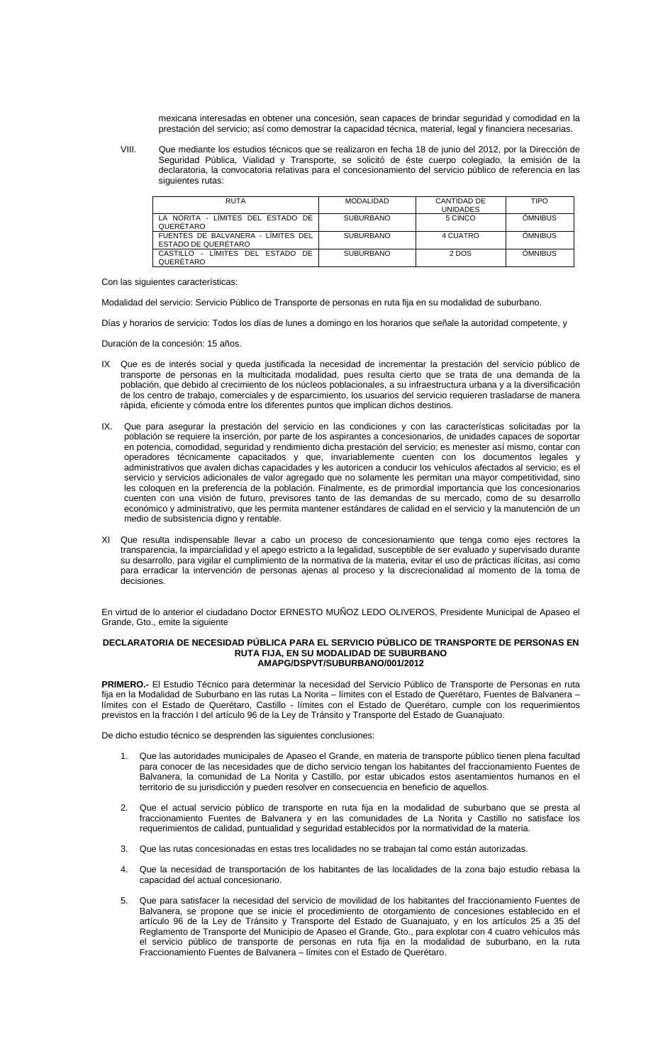mexicana interesadas en obtener una concesión, sean capaces de brindar seguridad y comodidad en la prestación del servicio; así como demostrar la capacidad técnica, material, legal y financiera necesarias.

VIII. Que mediante los estudios técnicos que se realizaron en fecha 18 de junio del 2012, por la Dirección de Seguridad Pública, Vialidad y Transporte, se solicitó de éste cuerpo colegiado, la emisión de la declaratoria, la convocatoria relativas para el concesionamiento del servicio público de referencia en las siguientes rutas:

| RUTA | MODALIDAD | CANTIDAD DE UNIDADES | TIPO |
|---|---|---|---|
| LA NORITA - LÍMITES DEL ESTADO DE QUERÉTARO | SUBURBANO | 5 CINCO | ÓMNIBUS |
| FUENTES DE BALVANERA - LÍMITES DEL ESTADO DE QUERÉTARO | SUBURBANO | 4 CUATRO | ÓMNIBUS |
| CASTILLO - LÍMITES DEL ESTADO DE QUERÉTARO | SUBURBANO | 2 DOS | ÓMNIBUS |

Con las siguientes características:

Modalidad del servicio: Servicio Público de Transporte de personas en ruta fija en su modalidad de suburbano.

Días y horarios de servicio: Todos los días de lunes a domingo en los horarios que señale la autoridad competente, y

Duración de la concesión: 15 años.

IX Que es de interés social y queda justificada la necesidad de incrementar la prestación del servicio público de transporte de personas en la multicitada modalidad, pues resulta cierto que se trata de una demanda de la población, que debido al crecimiento de los núcleos poblacionales, a su infraestructura urbana y a la diversificación de los centro de trabajo, comerciales y de esparcimiento, los usuarios del servicio requieren trasladarse de manera rápida, eficiente y cómoda entre los diferentes puntos que implican dichos destinos.

IX. Que para asegurar la prestación del servicio en las condiciones y con las características solicitadas por la población se requiere la inserción, por parte de los aspirantes a concesionarios, de unidades capaces de soportar en potencia, comodidad, seguridad y rendimiento dicha prestación del servicio; es menester así mismo, contar con operadores técnicamente capacitados y que, invariablemente cuenten con los documentos legales y administrativos que avalen dichas capacidades y les autoricen a conducir los vehículos afectados al servicio; es el servicio y servicios adicionales de valor agregado que no solamente les permitan una mayor competitividad, sino les coloquen en la preferencia de la población. Finalmente, es de primordial importancia que los concesionarios cuenten con una visión de futuro, previsores tanto de las demandas de su mercado, como de su desarrollo económico y administrativo, que les permita mantener estándares de calidad en el servicio y la manutención de un medio de subsistencia digno y rentable.

XI Que resulta indispensable llevar a cabo un proceso de concesionamiento que tenga como ejes rectores la transparencia, la imparcialidad y el apego estricto a la legalidad, susceptible de ser evaluado y supervisado durante su desarrollo, para vigilar el cumplimiento de la normativa de la materia, evitar el uso de prácticas ilícitas, así como para erradicar la intervención de personas ajenas al proceso y la discrecionalidad al momento de la toma de decisiones.

En virtud de lo anterior el ciudadano Doctor ERNESTO MUÑOZ LEDO OLIVEROS, Presidente Municipal de Apaseo el Grande, Gto., emite la siguiente

**DECLARATORIA DE NECESIDAD PÚBLICA PARA EL SERVICIO PÚBLICO DE TRANSPORTE DE PERSONAS EN RUTA FIJA, EN SU MODALIDAD DE SUBURBANO**
**AMAPG/DSPVT/SUBURBANO/001/2012**

**PRIMERO.-** El Estudio Técnico para determinar la necesidad del Servicio Público de Transporte de Personas en ruta fija en la Modalidad de Suburbano en las rutas La Norita – límites con el Estado de Querétaro, Fuentes de Balvanera – límites con el Estado de Querétaro, Castillo - límites con el Estado de Querétaro, cumple con los requerimientos previstos en la fracción I del artículo 96 de la Ley de Tránsito y Transporte del Estado de Guanajuato.

De dicho estudio técnico se desprenden las siguientes conclusiones:

1. Que las autoridades municipales de Apaseo el Grande, en materia de transporte público tienen plena facultad para conocer de las necesidades que de dicho servicio tengan los habitantes del fraccionamiento Fuentes de Balvanera, la comunidad de La Norita y Castillo, por estar ubicados estos asentamientos humanos en el territorio de su jurisdicción y pueden resolver en consecuencia en beneficio de aquellos.

2. Que el actual servicio público de transporte en ruta fija en la modalidad de suburbano que se presta al fraccionamiento Fuentes de Balvanera y en las comunidades de La Norita y Castillo no satisface los requerimientos de calidad, puntualidad y seguridad establecidos por la normatividad de la materia.

3. Que las rutas concesionadas en estas tres localidades no se trabajan tal como están autorizadas.

4. Que la necesidad de transportación de los habitantes de las localidades de la zona bajo estudio rebasa la capacidad del actual concesionario.

5. Que para satisfacer la necesidad del servicio de movilidad de los habitantes del fraccionamiento Fuentes de Balvanera, se propone que se inicie el procedimiento de otorgamiento de concesiones establecido en el artículo 96 de la Ley de Tránsito y Transporte del Estado de Guanajuato, y en los artículos 25 a 35 del Reglamento de Transporte del Municipio de Apaseo el Grande, Gto., para explotar con 4 cuatro vehículos más el servicio público de transporte de personas en ruta fija en la modalidad de suburbano, en la ruta Fraccionamiento Fuentes de Balvanera – límites con el Estado de Querétaro.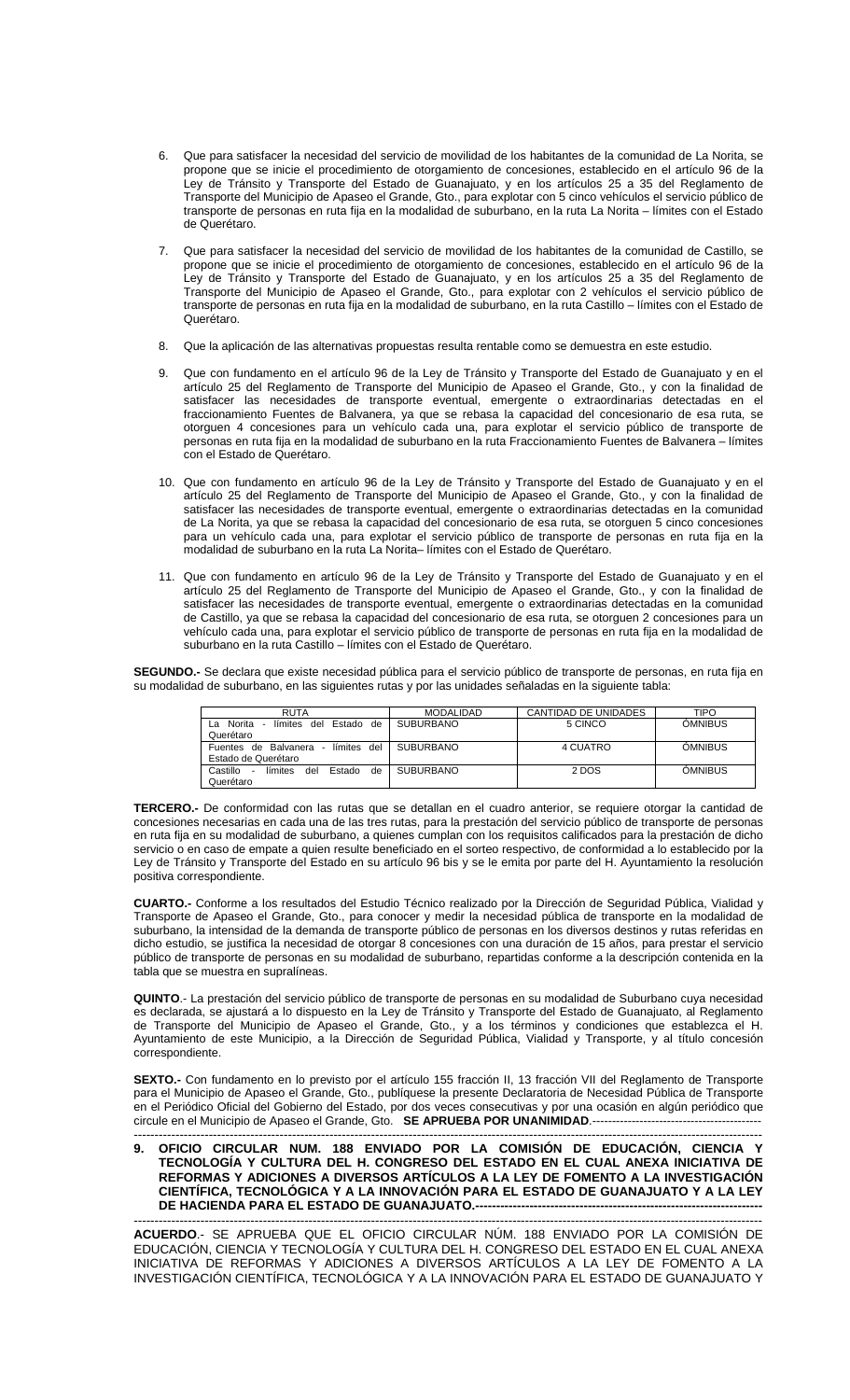6. Que para satisfacer la necesidad del servicio de movilidad de los habitantes de la comunidad de La Norita, se propone que se inicie el procedimiento de otorgamiento de concesiones, establecido en el artículo 96 de la Ley de Tránsito y Transporte del Estado de Guanajuato, y en los artículos 25 a 35 del Reglamento de Transporte del Municipio de Apaseo el Grande, Gto., para explotar con 5 cinco vehículos el servicio público de transporte de personas en ruta fija en la modalidad de suburbano, en la ruta La Norita – límites con el Estado de Querétaro.

7. Que para satisfacer la necesidad del servicio de movilidad de los habitantes de la comunidad de Castillo, se propone que se inicie el procedimiento de otorgamiento de concesiones, establecido en el artículo 96 de la Ley de Tránsito y Transporte del Estado de Guanajuato, y en los artículos 25 a 35 del Reglamento de Transporte del Municipio de Apaseo el Grande, Gto., para explotar con 2 vehículos el servicio público de transporte de personas en ruta fija en la modalidad de suburbano, en la ruta Castillo – límites con el Estado de Querétaro.

8. Que la aplicación de las alternativas propuestas resulta rentable como se demuestra en este estudio.

9. Que con fundamento en el artículo 96 de la Ley de Tránsito y Transporte del Estado de Guanajuato y en el artículo 25 del Reglamento de Transporte del Municipio de Apaseo el Grande, Gto., y con la finalidad de satisfacer las necesidades de transporte eventual, emergente o extraordinarias detectadas en el fraccionamiento Fuentes de Balvanera, ya que se rebasa la capacidad del concesionario de esa ruta, se otorguen 4 concesiones para un vehículo cada una, para explotar el servicio público de transporte de personas en ruta fija en la modalidad de suburbano en la ruta Fraccionamiento Fuentes de Balvanera – límites con el Estado de Querétaro.

10. Que con fundamento en artículo 96 de la Ley de Tránsito y Transporte del Estado de Guanajuato y en el artículo 25 del Reglamento de Transporte del Municipio de Apaseo el Grande, Gto., y con la finalidad de satisfacer las necesidades de transporte eventual, emergente o extraordinarias detectadas en la comunidad de La Norita, ya que se rebasa la capacidad del concesionario de esa ruta, se otorguen 5 cinco concesiones para un vehículo cada una, para explotar el servicio público de transporte de personas en ruta fija en la modalidad de suburbano en la ruta La Norita– límites con el Estado de Querétaro.

11. Que con fundamento en artículo 96 de la Ley de Tránsito y Transporte del Estado de Guanajuato y en el artículo 25 del Reglamento de Transporte del Municipio de Apaseo el Grande, Gto., y con la finalidad de satisfacer las necesidades de transporte eventual, emergente o extraordinarias detectadas en la comunidad de Castillo, ya que se rebasa la capacidad del concesionario de esa ruta, se otorguen 2 concesiones para un vehículo cada una, para explotar el servicio público de transporte de personas en ruta fija en la modalidad de suburbano en la ruta Castillo – límites con el Estado de Querétaro.

**SEGUNDO.-** Se declara que existe necesidad pública para el servicio público de transporte de personas, en ruta fija en su modalidad de suburbano, en las siguientes rutas y por las unidades señaladas en la siguiente tabla:

| RUTA | MODALIDAD | CANTIDAD DE UNIDADES | TIPO |
|---|---|---|---|
| La Norita - límites del Estado de Querétaro | SUBURBANO | 5 CINCO | ÓMNIBUS |
| Fuentes de Balvanera - límites del Estado de Querétaro | SUBURBANO | 4 CUATRO | ÓMNIBUS |
| Castillo - límites del Estado de Querétaro | SUBURBANO | 2 DOS | ÓMNIBUS |

**TERCERO.-** De conformidad con las rutas que se detallan en el cuadro anterior, se requiere otorgar la cantidad de concesiones necesarias en cada una de las tres rutas, para la prestación del servicio público de transporte de personas en ruta fija en su modalidad de suburbano, a quienes cumplan con los requisitos calificados para la prestación de dicho servicio o en caso de empate a quien resulte beneficiado en el sorteo respectivo, de conformidad a lo establecido por la Ley de Tránsito y Transporte del Estado en su artículo 96 bis y se le emita por parte del H. Ayuntamiento la resolución positiva correspondiente.

**CUARTO.-** Conforme a los resultados del Estudio Técnico realizado por la Dirección de Seguridad Pública, Vialidad y Transporte de Apaseo el Grande, Gto., para conocer y medir la necesidad pública de transporte en la modalidad de suburbano, la intensidad de la demanda de transporte público de personas en los diversos destinos y rutas referidas en dicho estudio, se justifica la necesidad de otorgar 8 concesiones con una duración de 15 años, para prestar el servicio público de transporte de personas en su modalidad de suburbano, repartidas conforme a la descripción contenida en la tabla que se muestra en supralíneas.

**QUINTO**.- La prestación del servicio público de transporte de personas en su modalidad de Suburbano cuya necesidad es declarada, se ajustará a lo dispuesto en la Ley de Tránsito y Transporte del Estado de Guanajuato, al Reglamento de Transporte del Municipio de Apaseo el Grande, Gto., y a los términos y condiciones que establezca el H. Ayuntamiento de este Municipio, a la Dirección de Seguridad Pública, Vialidad y Transporte, y al título concesión correspondiente.

**SEXTO.-** Con fundamento en lo previsto por el artículo 155 fracción II, 13 fracción VII del Reglamento de Transporte para el Municipio de Apaseo el Grande, Gto., publíquese la presente Declaratoria de Necesidad Pública de Transporte en el Periódico Oficial del Gobierno del Estado, por dos veces consecutivas y por una ocasión en algún periódico que circule en el Municipio de Apaseo el Grande, Gto. **SE APRUEBA POR UNANIMIDAD**.------------------------------------------
------------------------------------------------------------------------------------------------------------------------------------------

**9. OFICIO CIRCULAR NUM. 188 ENVIADO POR LA COMISIÓN DE EDUCACIÓN, CIENCIA Y TECNOLOGÍA Y CULTURA DEL H. CONGRESO DEL ESTADO EN EL CUAL ANEXA INICIATIVA DE REFORMAS Y ADICIONES A DIVERSOS ARTÍCULOS A LA LEY DE FOMENTO A LA INVESTIGACIÓN CIENTÍFICA, TECNOLÓGICA Y A LA INNOVACIÓN PARA EL ESTADO DE GUANAJUATO Y A LA LEY DE HACIENDA PARA EL ESTADO DE GUANAJUATO.----------------------------------------------------------------**
------------------------------------------------------------------------------------------------------------------------------------------

**ACUERDO**.- SE APRUEBA QUE EL OFICIO CIRCULAR NÚM. 188 ENVIADO POR LA COMISIÓN DE EDUCACIÓN, CIENCIA Y TECNOLOGÍA Y CULTURA DEL H. CONGRESO DEL ESTADO EN EL CUAL ANEXA INICIATIVA DE REFORMAS Y ADICIONES A DIVERSOS ARTÍCULOS A LA LEY DE FOMENTO A LA INVESTIGACIÓN CIENTÍFICA, TECNOLÓGICA Y A LA INNOVACIÓN PARA EL ESTADO DE GUANAJUATO Y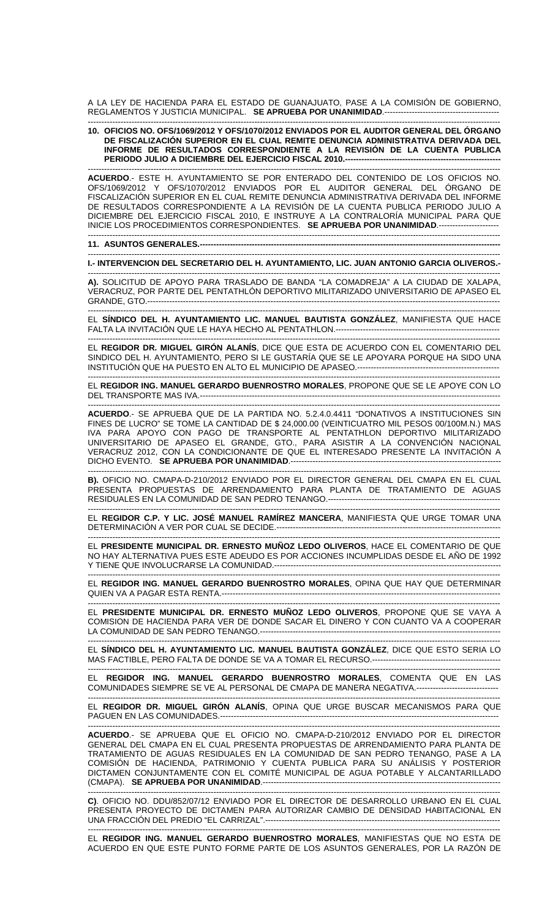A LA LEY DE HACIENDA PARA EL ESTADO DE GUANAJUATO, PASE A LA COMISIÓN DE GOBIERNO, REGLAMENTOS Y JUSTICIA MUNICIPAL. **SE APRUEBA POR UNANIMIDAD**.------------------------------------------

---

**10. OFICIOS NO. OFS/1069/2012 Y OFS/1070/2012 ENVIADOS POR EL AUDITOR GENERAL DEL ÓRGANO DE FISCALIZACIÓN SUPERIOR EN EL CUAL REMITE DENUNCIA ADMINISTRATIVA DERIVADA DEL INFORME DE RESULTADOS CORRESPONDIENTE A LA REVISIÓN DE LA CUENTA PUBLICA PERIODO JULIO A DICIEMBRE DEL EJERCICIO FISCAL 2010.---------------------------------------------------------**

---

**ACUERDO**.- ESTE H. AYUNTAMIENTO SE POR ENTERADO DEL CONTENIDO DE LOS OFICIOS NO. OFS/1069/2012 Y OFS/1070/2012 ENVIADOS POR EL AUDITOR GENERAL DEL ÓRGANO DE FISCALIZACIÓN SUPERIOR EN EL CUAL REMITE DENUNCIA ADMINISTRATIVA DERIVADA DEL INFORME DE RESULTADOS CORRESPONDIENTE A LA REVISIÓN DE LA CUENTA PUBLICA PERIODO JULIO A DICIEMBRE DEL EJERCICIO FISCAL 2010, E INSTRUYE A LA CONTRALORÍA MUNICIPAL PARA QUE INICIE LOS PROCEDIMIENTOS CORRESPONDIENTES. **SE APRUEBA POR UNANIMIDAD**.----------------------

---

**11. ASUNTOS GENERALES.-----------------------------------------------------------------------------------------------------------**

---

**I.- INTERVENCION DEL SECRETARIO DEL H. AYUNTAMIENTO, LIC. JUAN ANTONIO GARCIA OLIVEROS.-**

---

**A).** SOLICITUD DE APOYO PARA TRASLADO DE BANDA "LA COMADREJA" A LA CIUDAD DE XALAPA, VERACRUZ, POR PARTE DEL PENTATHLÓN DEPORTIVO MILITARIZADO UNIVERSITARIO DE APASEO EL GRANDE, GTO.----------------------------------------------------------------------------------------------------------------------------

---

EL **SÍNDICO DEL H. AYUNTAMIENTO LIC. MANUEL BAUTISTA GONZÁLEZ**, MANIFIESTA QUE HACE FALTA LA INVITACIÓN QUE LE HAYA HECHO AL PENTATHLON.------------------------------------------------------------

---

EL **REGIDOR DR. MIGUEL GIRÓN ALANÍS**, DICE QUE ESTA DE ACUERDO CON EL COMENTARIO DEL SINDICO DEL H. AYUNTAMIENTO, PERO SI LE GUSTARÍA QUE SE LE APOYARA PORQUE HA SIDO UNA INSTITUCIÓN QUE HA PUESTO EN ALTO EL MUNICIPIO DE APASEO.-----------------------------------------------------

---

EL **REGIDOR ING. MANUEL GERARDO BUENROSTRO MORALES**, PROPONE QUE SE LE APOYE CON LO DEL TRANSPORTE MAS IVA.--------------------------------------------------------------------------------------------------------

---

**ACUERDO**.- SE APRUEBA QUE DE LA PARTIDA NO. 5.2.4.0.4411 "DONATIVOS A INSTITUCIONES SIN FINES DE LUCRO" SE TOME LA CANTIDAD DE $ 24,000.00 (VEINTICUATRO MIL PESOS 00/100M.N.) MAS IVA PARA APOYO CON PAGO DE TRANSPORTE AL PENTATHLON DEPORTIVO MILITARIZADO UNIVERSITARIO DE APASEO EL GRANDE, GTO., PARA ASISTIR A LA CONVENCIÓN NACIONAL VERACRUZ 2012, CON LA CONDICIONANTE DE QUE EL INTERESADO PRESENTE LA INVITACIÓN A DICHO EVENTO. **SE APRUEBA POR UNANIMIDAD**.---------------------------------------------------------------------------

---

**B).** OFICIO NO. CMAPA-D-210/2012 ENVIADO POR EL DIRECTOR GENERAL DEL CMAPA EN EL CUAL PRESENTA PROPUESTAS DE ARRENDAMIENTO PARA PLANTA DE TRATAMIENTO DE AGUAS RESIDUALES EN LA COMUNIDAD DE SAN PEDRO TENANGO.---------------------------------------------------------

---

EL **REGIDOR C.P. Y LIC. JOSÉ MANUEL RAMÍREZ MANCERA**, MANIFIESTA QUE URGE TOMAR UNA DETERMINACIÓN A VER POR CUAL SE DECIDE.----------------------------------------------------------------------------

---

EL **PRESIDENTE MUNICIPAL DR. ERNESTO MUÑOZ LEDO OLIVEROS**, HACE EL COMENTARIO DE QUE NO HAY ALTERNATIVA PUES ESTE ADEUDO ES POR ACCIONES INCUMPLIDAS DESDE EL AÑO DE 1992 Y TIENE QUE INVOLUCRARSE LA COMUNIDAD.-------------------------------------------------------------------------------

---

EL **REGIDOR ING. MANUEL GERARDO BUENROSTRO MORALES**, OPINA QUE HAY QUE DETERMINAR QUIEN VA A PAGAR ESTA RENTA.--------------------------------------------------------------------------------------------------

---

EL **PRESIDENTE MUNICIPAL DR. ERNESTO MUÑOZ LEDO OLIVEROS**, PROPONE QUE SE VAYA A COMISION DE HACIENDA PARA VER DE DONDE SACAR EL DINERO Y CON CUANTO VA A COOPERAR LA COMUNIDAD DE SAN PEDRO TENANGO.-------------------------------------------------------------------------------------

---

EL **SÍNDICO DEL H. AYUNTAMIENTO LIC. MANUEL BAUTISTA GONZÁLEZ**, DICE QUE ESTO SERIA LO MAS FACTIBLE, PERO FALTA DE DONDE SE VA A TOMAR EL RECURSO.-----------------------------------------------

---

EL **REGIDOR ING. MANUEL GERARDO BUENROSTRO MORALES**, COMENTA QUE EN LAS COMUNIDADES SIEMPRE SE VE AL PERSONAL DE CMAPA DE MANERA NEGATIVA.------------------------------

---

EL **REGIDOR DR. MIGUEL GIRÓN ALANÍS**, OPINA QUE URGE BUSCAR MECANISMOS PARA QUE PAGUEN EN LAS COMUNIDADES.--------------------------------------------------------------------------------------------------

---

**ACUERDO**.- SE APRUEBA QUE EL OFICIO NO. CMAPA-D-210/2012 ENVIADO POR EL DIRECTOR GENERAL DEL CMAPA EN EL CUAL PRESENTA PROPUESTAS DE ARRENDAMIENTO PARA PLANTA DE TRATAMIENTO DE AGUAS RESIDUALES EN LA COMUNIDAD DE SAN PEDRO TENANGO, PASE A LA COMISIÓN DE HACIENDA, PATRIMONIO Y CUENTA PUBLICA PARA SU ANÁLISIS Y POSTERIOR DICTAMEN CONJUNTAMENTE CON EL COMITÉ MUNICIPAL DE AGUA POTABLE Y ALCANTARILLADO (CMAPA). **SE APRUEBA POR UNANIMIDAD**.--------------------------------------------------------------------------------

---

**C)**. OFICIO NO. DDU/852/07/12 ENVIADO POR EL DIRECTOR DE DESARROLLO URBANO EN EL CUAL PRESENTA PROYECTO DE DICTAMEN PARA AUTORIZAR CAMBIO DE DENSIDAD HABITACIONAL EN UNA FRACCIÓN DEL PREDIO "EL CARRIZAL".-------------------------------------------------------------------------------------

---

EL **REGIDOR ING. MANUEL GERARDO BUENROSTRO MORALES**, MANIFIESTAS QUE NO ESTA DE ACUERDO EN QUE ESTE PUNTO FORME PARTE DE LOS ASUNTOS GENERALES, POR LA RAZÓN DE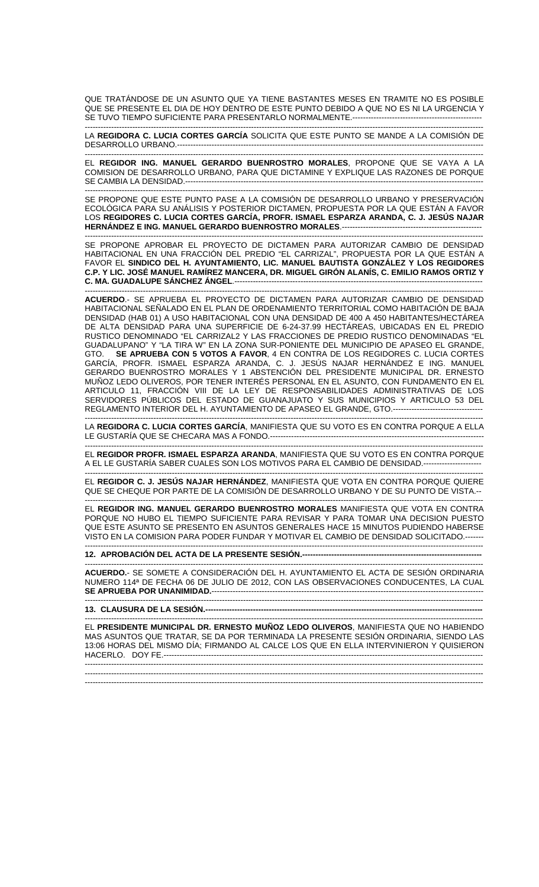QUE TRATÁNDOSE DE UN ASUNTO QUE YA TIENE BASTANTES MESES EN TRAMITE NO ES POSIBLE QUE SE PRESENTE EL DIA DE HOY DENTRO DE ESTE PUNTO DEBIDO A QUE NO ES NI LA URGENCIA Y SE TUVO TIEMPO SUFICIENTE PARA PRESENTARLO NORMALMENTE.-------------------------------------------------

LA **REGIDORA C. LUCIA CORTES GARCÍA** SOLICITA QUE ESTE PUNTO SE MANDE A LA COMISIÓN DE DESARROLLO URBANO.-----------------------------------------------------------------------------------------------------------

EL **REGIDOR ING. MANUEL GERARDO BUENROSTRO MORALES**, PROPONE QUE SE VAYA A LA COMISION DE DESARROLLO URBANO, PARA QUE DICTAMINE Y EXPLIQUE LAS RAZONES DE PORQUE SE CAMBIA LA DENSIDAD.------------------------------------------------------------------------------------------------------

SE PROPONE QUE ESTE PUNTO PASE A LA COMISIÓN DE DESARROLLO URBANO Y PRESERVACIÓN ECOLÓGICA PARA SU ANÁLISIS Y POSTERIOR DICTAMEN, PROPUESTA POR LA QUE ESTÁN A FAVOR LOS **REGIDORES C. LUCIA CORTES GARCÍA, PROFR. ISMAEL ESPARZA ARANDA, C. J. JESÚS NAJAR HERNÁNDEZ E ING. MANUEL GERARDO BUENROSTRO MORALES**.-----------------------------------------------------

SE PROPONE APROBAR EL PROYECTO DE DICTAMEN PARA AUTORIZAR CAMBIO DE DENSIDAD HABITACIONAL EN UNA FRACCIÓN DEL PREDIO "EL CARRIZAL", PROPUESTA POR LA QUE ESTÁN A FAVOR EL **SINDICO DEL H. AYUNTAMIENTO, LIC. MANUEL BAUTISTA GONZÁLEZ Y LOS REGIDORES C.P. Y LIC. JOSÉ MANUEL RAMÍREZ MANCERA, DR. MIGUEL GIRÓN ALANÍS, C. EMILIO RAMOS ORTIZ Y C. MA. GUADALUPE SÁNCHEZ ÁNGEL**.--------------------------------------------------------------------------------------------

**ACUERDO**.- SE APRUEBA EL PROYECTO DE DICTAMEN PARA AUTORIZAR CAMBIO DE DENSIDAD HABITACIONAL SEÑALADO EN EL PLAN DE ORDENAMIENTO TERRITORIAL COMO HABITACIÓN DE BAJA DENSIDAD (HAB 01) A USO HABITACIONAL CON UNA DENSIDAD DE 400 A 450 HABITANTES/HECTÁREA DE ALTA DENSIDAD PARA UNA SUPERFICIE DE 6-24-37.99 HECTÁREAS, UBICADAS EN EL PREDIO RUSTICO DENOMINADO "EL CARRIZAL2 Y LAS FRACCIONES DE PREDIO RUSTICO DENOMINADAS "EL GUADALUPANO" Y "LA TIRA W" EN LA ZONA SUR-PONIENTE DEL MUNICIPIO DE APASEO EL GRANDE, GTO. **SE APRUEBA CON 5 VOTOS A FAVOR**, 4 EN CONTRA DE LOS REGIDORES C. LUCIA CORTES GARCÍA, PROFR. ISMAEL ESPARZA ARANDA, C. J. JESÚS NAJAR HERNÁNDEZ E ING. MANUEL GERARDO BUENROSTRO MORALES Y 1 ABSTENCIÓN DEL PRESIDENTE MUNICIPAL DR. ERNESTO MUÑOZ LEDO OLIVEROS, POR TENER INTERÉS PERSONAL EN EL ASUNTO, CON FUNDAMENTO EN EL ARTICULO 11, FRACCIÓN VIII DE LA LEY DE RESPONSABILIDADES ADMINISTRATIVAS DE LOS SERVIDORES PÚBLICOS DEL ESTADO DE GUANAJUATO Y SUS MUNICIPIOS Y ARTICULO 53 DEL REGLAMENTO INTERIOR DEL H. AYUNTAMIENTO DE APASEO EL GRANDE, GTO.----------------------------------

LA **REGIDORA C. LUCIA CORTES GARCÍA**, MANIFIESTA QUE SU VOTO ES EN CONTRA PORQUE A ELLA LE GUSTARÍA QUE SE CHECARA MAS A FONDO.---------------------------------------------------------------------------------

EL **REGIDOR PROFR. ISMAEL ESPARZA ARANDA**, MANIFIESTA QUE SU VOTO ES EN CONTRA PORQUE A EL LE GUSTARÍA SABER CUALES SON LOS MOTIVOS PARA EL CAMBIO DE DENSIDAD.----------------------

EL **REGIDOR C. J. JESÚS NAJAR HERNÁNDEZ**, MANIFIESTA QUE VOTA EN CONTRA PORQUE QUIERE QUE SE CHEQUE POR PARTE DE LA COMISIÓN DE DESARROLLO URBANO Y DE SU PUNTO DE VISTA.--

EL **REGIDOR ING. MANUEL GERARDO BUENROSTRO MORALES** MANIFIESTA QUE VOTA EN CONTRA PORQUE NO HUBO EL TIEMPO SUFICIENTE PARA REVISAR Y PARA TOMAR UNA DECISION PUESTO QUE ESTE ASUNTO SE PRESENTO EN ASUNTOS GENERALES HACE 15 MINUTOS PUDIENDO HABERSE VISTO EN LA COMISION PARA PODER FUNDAR Y MOTIVAR EL CAMBIO DE DENSIDAD SOLICITADO.-------

**12. APROBACIÓN DEL ACTA DE LA PRESENTE SESIÓN.**-------------------------------------------------------------------

**ACUERDO.**- SE SOMETE A CONSIDERACIÓN DEL H. AYUNTAMIENTO EL ACTA DE SESIÓN ORDINARIA NUMERO 114ª DE FECHA 06 DE JULIO DE 2012, CON LAS OBSERVACIONES CONDUCENTES, LA CUAL **SE APRUEBA POR UNANIMIDAD.**-----------------------------------------------------------------------------------------------

**13. CLAUSURA DE LA SESIÓN.**-----------------------------------------------------------------------------------------------

EL **PRESIDENTE MUNICIPAL DR. ERNESTO MUÑOZ LEDO OLIVEROS**, MANIFIESTA QUE NO HABIENDO MAS ASUNTOS QUE TRATAR, SE DA POR TERMINADA LA PRESENTE SESIÓN ORDINARIA, SIENDO LAS 13:06 HORAS DEL MISMO DÍA; FIRMANDO AL CALCE LOS QUE EN ELLA INTERVINIERON Y QUISIERON HACERLO. DOY FE.-------------------------------------------------------------------------------------------------------------